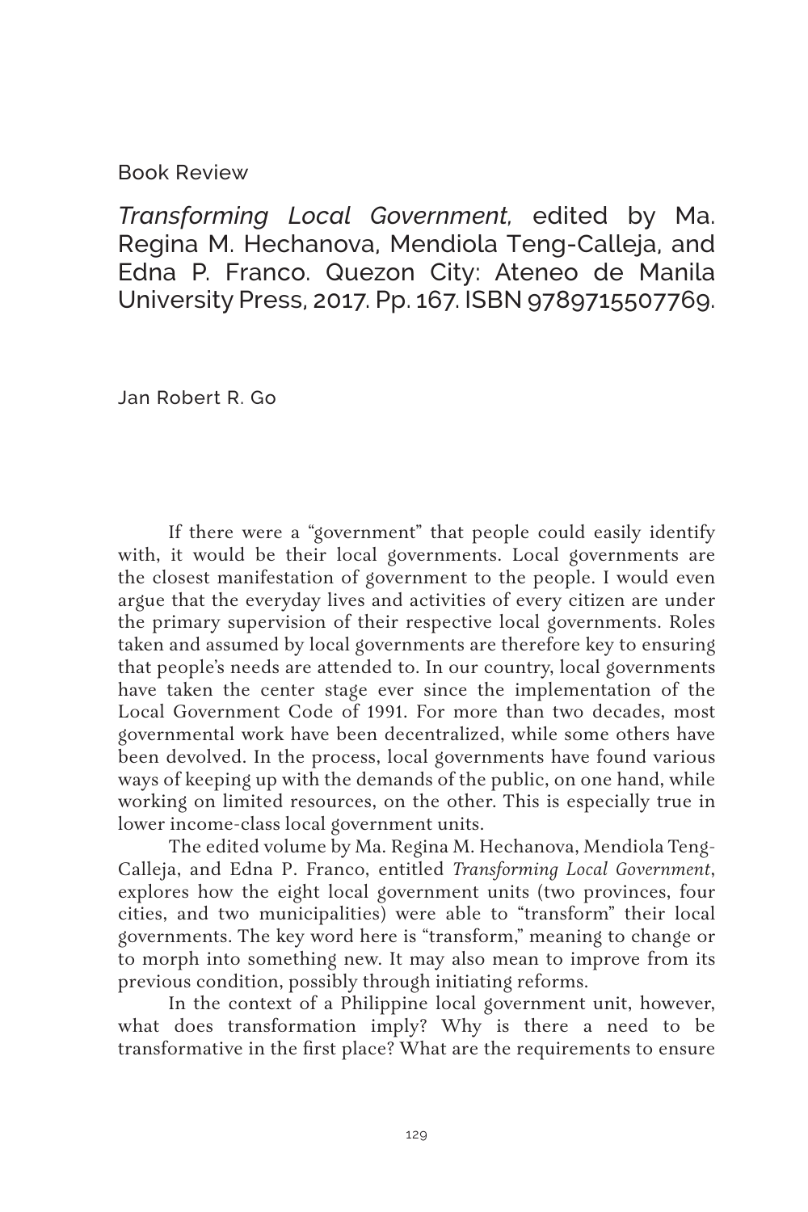Book Review

*Transforming Local Government*, edited by Ma. Regina M. Hechanova, Mendiola Teng-Calleja, and Edna P. Franco. Quezon City: Ateneo de Manila University Press, 2017. Pp. 167. ISBN 9789715507769.

Jan Robert R. Go

If there were a "government" that people could easily identify with, it would be their local governments. Local governments are the closest manifestation of government to the people. I would even argue that the everyday lives and activities of every citizen are under the primary supervision of their respective local governments. Roles taken and assumed by local governments are therefore key to ensuring that people's needs are attended to. In our country, local governments have taken the center stage ever since the implementation of the Local Government Code of 1991. For more than two decades, most governmental work have been decentralized, while some others have been devolved. In the process, local governments have found various ways of keeping up with the demands of the public, on one hand, while working on limited resources, on the other. This is especially true in lower income-class local government units.

The edited volume by Ma. Regina M. Hechanova, Mendiola Teng-Calleja, and Edna P. Franco, entitled *Transforming Local Government*, explores how the eight local government units (two provinces, four cities, and two municipalities) were able to "transform" their local governments. The key word here is "transform," meaning to change or to morph into something new. It may also mean to improve from its previous condition, possibly through initiating reforms.

In the context of a Philippine local government unit, however, what does transformation imply? Why is there a need to be transformative in the first place? What are the requirements to ensure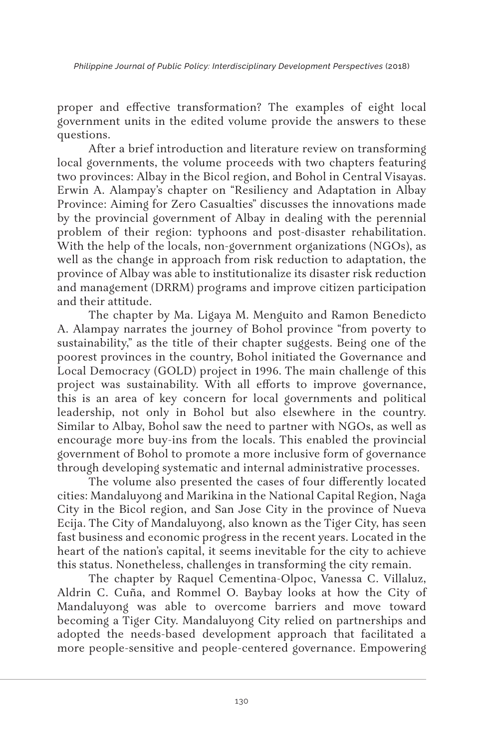proper and effective transformation? The examples of eight local government units in the edited volume provide the answers to these questions.

After a brief introduction and literature review on transforming local governments, the volume proceeds with two chapters featuring two provinces: Albay in the Bicol region, and Bohol in Central Visayas. Erwin A. Alampay's chapter on "Resiliency and Adaptation in Albay Province: Aiming for Zero Casualties" discusses the innovations made by the provincial government of Albay in dealing with the perennial problem of their region: typhoons and post-disaster rehabilitation. With the help of the locals, non-government organizations (NGOs), as well as the change in approach from risk reduction to adaptation, the province of Albay was able to institutionalize its disaster risk reduction and management (DRRM) programs and improve citizen participation and their attitude.

The chapter by Ma. Ligaya M. Menguito and Ramon Benedicto A. Alampay narrates the journey of Bohol province "from poverty to sustainability," as the title of their chapter suggests. Being one of the poorest provinces in the country, Bohol initiated the Governance and Local Democracy (GOLD) project in 1996. The main challenge of this project was sustainability. With all efforts to improve governance, this is an area of key concern for local governments and political leadership, not only in Bohol but also elsewhere in the country. Similar to Albay, Bohol saw the need to partner with NGOs, as well as encourage more buy-ins from the locals. This enabled the provincial government of Bohol to promote a more inclusive form of governance through developing systematic and internal administrative processes.

The volume also presented the cases of four differently located cities: Mandaluyong and Marikina in the National Capital Region, Naga City in the Bicol region, and San Jose City in the province of Nueva Ecija. The City of Mandaluyong, also known as the Tiger City, has seen fast business and economic progress in the recent years. Located in the heart of the nation's capital, it seems inevitable for the city to achieve this status. Nonetheless, challenges in transforming the city remain.

The chapter by Raquel Cementina-Olpoc, Vanessa C. Villaluz, Aldrin C. Cuña, and Rommel O. Baybay looks at how the City of Mandaluyong was able to overcome barriers and move toward becoming a Tiger City. Mandaluyong City relied on partnerships and adopted the needs-based development approach that facilitated a more people-sensitive and people-centered governance. Empowering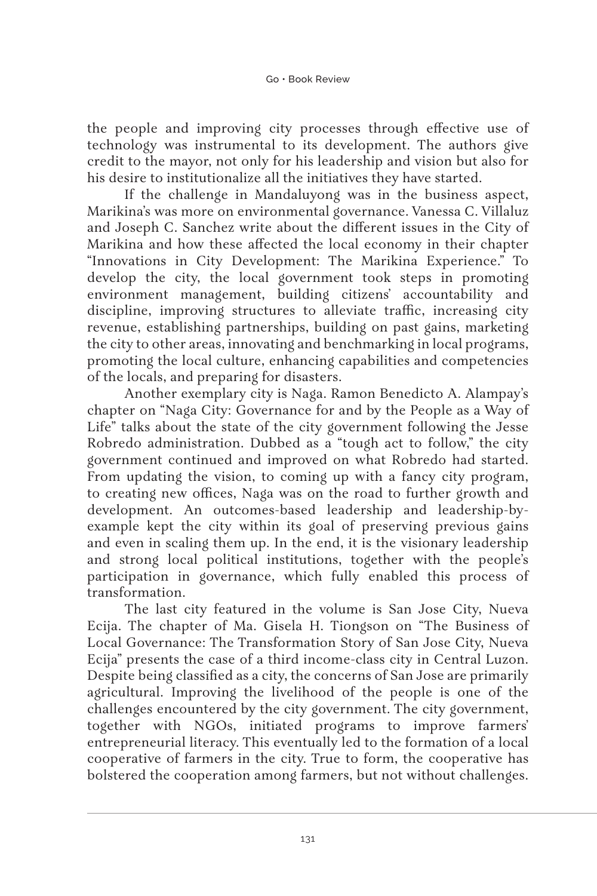the people and improving city processes through effective use of technology was instrumental to its development. The authors give credit to the mayor, not only for his leadership and vision but also for his desire to institutionalize all the initiatives they have started.

If the challenge in Mandaluyong was in the business aspect, Marikina's was more on environmental governance. Vanessa C. Villaluz and Joseph C. Sanchez write about the different issues in the City of Marikina and how these affected the local economy in their chapter "Innovations in City Development: The Marikina Experience." To develop the city, the local government took steps in promoting environment management, building citizens' accountability and discipline, improving structures to alleviate traffic, increasing city revenue, establishing partnerships, building on past gains, marketing the city to other areas, innovating and benchmarking in local programs, promoting the local culture, enhancing capabilities and competencies of the locals, and preparing for disasters.

Another exemplary city is Naga. Ramon Benedicto A. Alampay's chapter on "Naga City: Governance for and by the People as a Way of Life" talks about the state of the city government following the Jesse Robredo administration. Dubbed as a "tough act to follow," the city government continued and improved on what Robredo had started. From updating the vision, to coming up with a fancy city program, to creating new offices, Naga was on the road to further growth and development. An outcomes-based leadership and leadership-by-example kept the city within its goal of preserving previous gains and even in scaling them up. In the end, it is the visionary leadership and strong local political institutions, together with the people's participation in governance, which fully enabled this process of transformation.

The last city featured in the volume is San Jose City, Nueva Ecija. The chapter of Ma. Gisela H. Tiongson on "The Business of Local Governance: The Transformation Story of San Jose City, Nueva Ecija" presents the case of a third income-class city in Central Luzon. Despite being classified as a city, the concerns of San Jose are primarily agricultural. Improving the livelihood of the people is one of the challenges encountered by the city government. The city government, together with NGOs, initiated programs to improve farmers' entrepreneurial literacy. This eventually led to the formation of a local cooperative of farmers in the city. True to form, the cooperative has bolstered the cooperation among farmers, but not without challenges.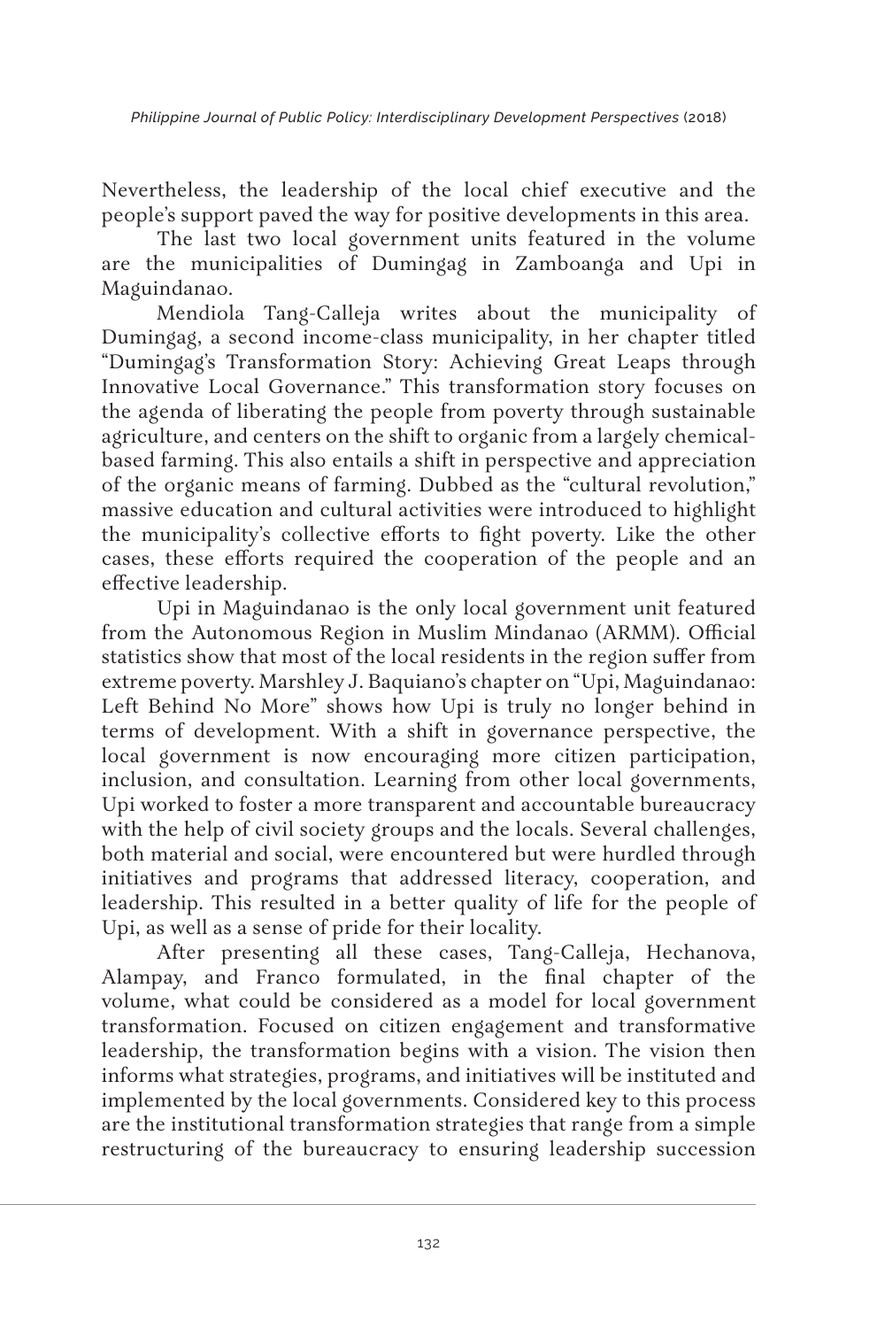Nevertheless, the leadership of the local chief executive and the people's support paved the way for positive developments in this area.

The last two local government units featured in the volume are the municipalities of Dumingag in Zamboanga and Upi in Maguindanao.

Mendiola Tang-Calleja writes about the municipality of Dumingag, a second income-class municipality, in her chapter titled "Dumingag's Transformation Story: Achieving Great Leaps through Innovative Local Governance." This transformation story focuses on the agenda of liberating the people from poverty through sustainable agriculture, and centers on the shift to organic from a largely chemical-based farming. This also entails a shift in perspective and appreciation of the organic means of farming. Dubbed as the "cultural revolution," massive education and cultural activities were introduced to highlight the municipality's collective efforts to fight poverty. Like the other cases, these efforts required the cooperation of the people and an effective leadership.

Upi in Maguindanao is the only local government unit featured from the Autonomous Region in Muslim Mindanao (ARMM). Official statistics show that most of the local residents in the region suffer from extreme poverty. Marshley J. Baquiano's chapter on "Upi, Maguindanao: Left Behind No More" shows how Upi is truly no longer behind in terms of development. With a shift in governance perspective, the local government is now encouraging more citizen participation, inclusion, and consultation. Learning from other local governments, Upi worked to foster a more transparent and accountable bureaucracy with the help of civil society groups and the locals. Several challenges, both material and social, were encountered but were hurdled through initiatives and programs that addressed literacy, cooperation, and leadership. This resulted in a better quality of life for the people of Upi, as well as a sense of pride for their locality.

After presenting all these cases, Tang-Calleja, Hechanova, Alampay, and Franco formulated, in the final chapter of the volume, what could be considered as a model for local government transformation. Focused on citizen engagement and transformative leadership, the transformation begins with a vision. The vision then informs what strategies, programs, and initiatives will be instituted and implemented by the local governments. Considered key to this process are the institutional transformation strategies that range from a simple restructuring of the bureaucracy to ensuring leadership succession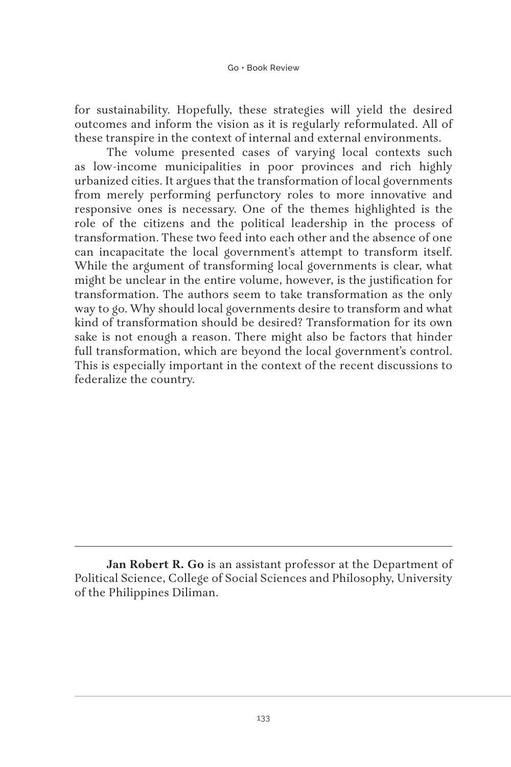for sustainability. Hopefully, these strategies will yield the desired outcomes and inform the vision as it is regularly reformulated. All of these transpire in the context of internal and external environments.

The volume presented cases of varying local contexts such as low-income municipalities in poor provinces and rich highly urbanized cities. It argues that the transformation of local governments from merely performing perfunctory roles to more innovative and responsive ones is necessary. One of the themes highlighted is the role of the citizens and the political leadership in the process of transformation. These two feed into each other and the absence of one can incapacitate the local government's attempt to transform itself. While the argument of transforming local governments is clear, what might be unclear in the entire volume, however, is the justification for transformation. The authors seem to take transformation as the only way to go. Why should local governments desire to transform and what kind of transformation should be desired? Transformation for its own sake is not enough a reason. There might also be factors that hinder full transformation, which are beyond the local government's control. This is especially important in the context of the recent discussions to federalize the country.

---

**Jan Robert R. Go** is an assistant professor at the Department of Political Science, College of Social Sciences and Philosophy, University of the Philippines Diliman.